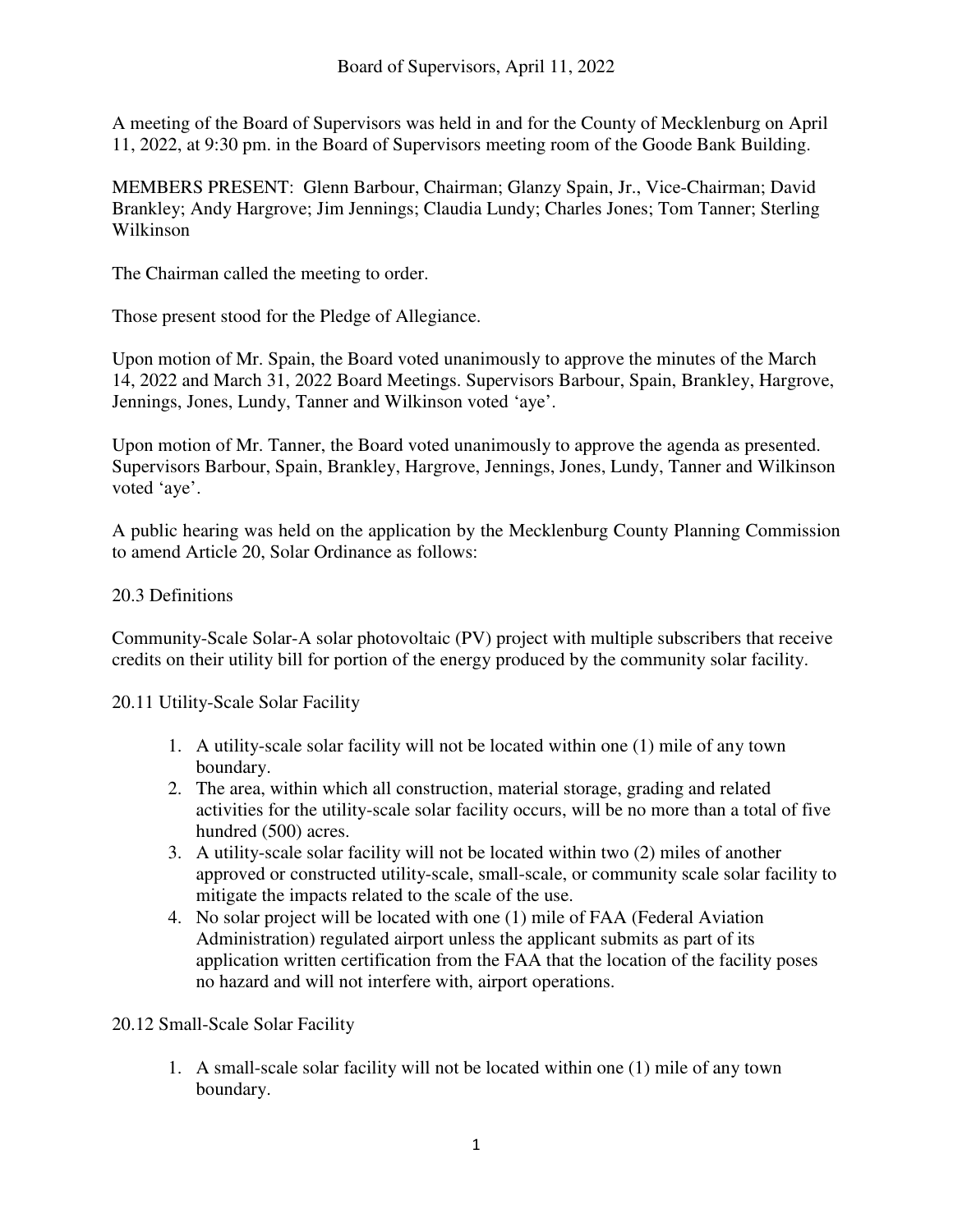# Board of Supervisors, April 11, 2022

A meeting of the Board of Supervisors was held in and for the County of Mecklenburg on April 11, 2022, at 9:30 pm. in the Board of Supervisors meeting room of the Goode Bank Building.

MEMBERS PRESENT: Glenn Barbour, Chairman; Glanzy Spain, Jr., Vice-Chairman; David Brankley; Andy Hargrove; Jim Jennings; Claudia Lundy; Charles Jones; Tom Tanner; Sterling Wilkinson

The Chairman called the meeting to order.

Those present stood for the Pledge of Allegiance.

Upon motion of Mr. Spain, the Board voted unanimously to approve the minutes of the March 14, 2022 and March 31, 2022 Board Meetings. Supervisors Barbour, Spain, Brankley, Hargrove, Jennings, Jones, Lundy, Tanner and Wilkinson voted 'aye'.

Upon motion of Mr. Tanner, the Board voted unanimously to approve the agenda as presented. Supervisors Barbour, Spain, Brankley, Hargrove, Jennings, Jones, Lundy, Tanner and Wilkinson voted 'aye'.

A public hearing was held on the application by the Mecklenburg County Planning Commission to amend Article 20, Solar Ordinance as follows:

20.3 Definitions

Community-Scale Solar-A solar photovoltaic (PV) project with multiple subscribers that receive credits on their utility bill for portion of the energy produced by the community solar facility.

20.11 Utility-Scale Solar Facility

1. A utility-scale solar facility will not be located within one (1) mile of any town boundary.
2. The area, within which all construction, material storage, grading and related activities for the utility-scale solar facility occurs, will be no more than a total of five hundred (500) acres.
3. A utility-scale solar facility will not be located within two (2) miles of another approved or constructed utility-scale, small-scale, or community scale solar facility to mitigate the impacts related to the scale of the use.
4. No solar project will be located with one (1) mile of FAA (Federal Aviation Administration) regulated airport unless the applicant submits as part of its application written certification from the FAA that the location of the facility poses no hazard and will not interfere with, airport operations.

20.12 Small-Scale Solar Facility

1. A small-scale solar facility will not be located within one (1) mile of any town boundary.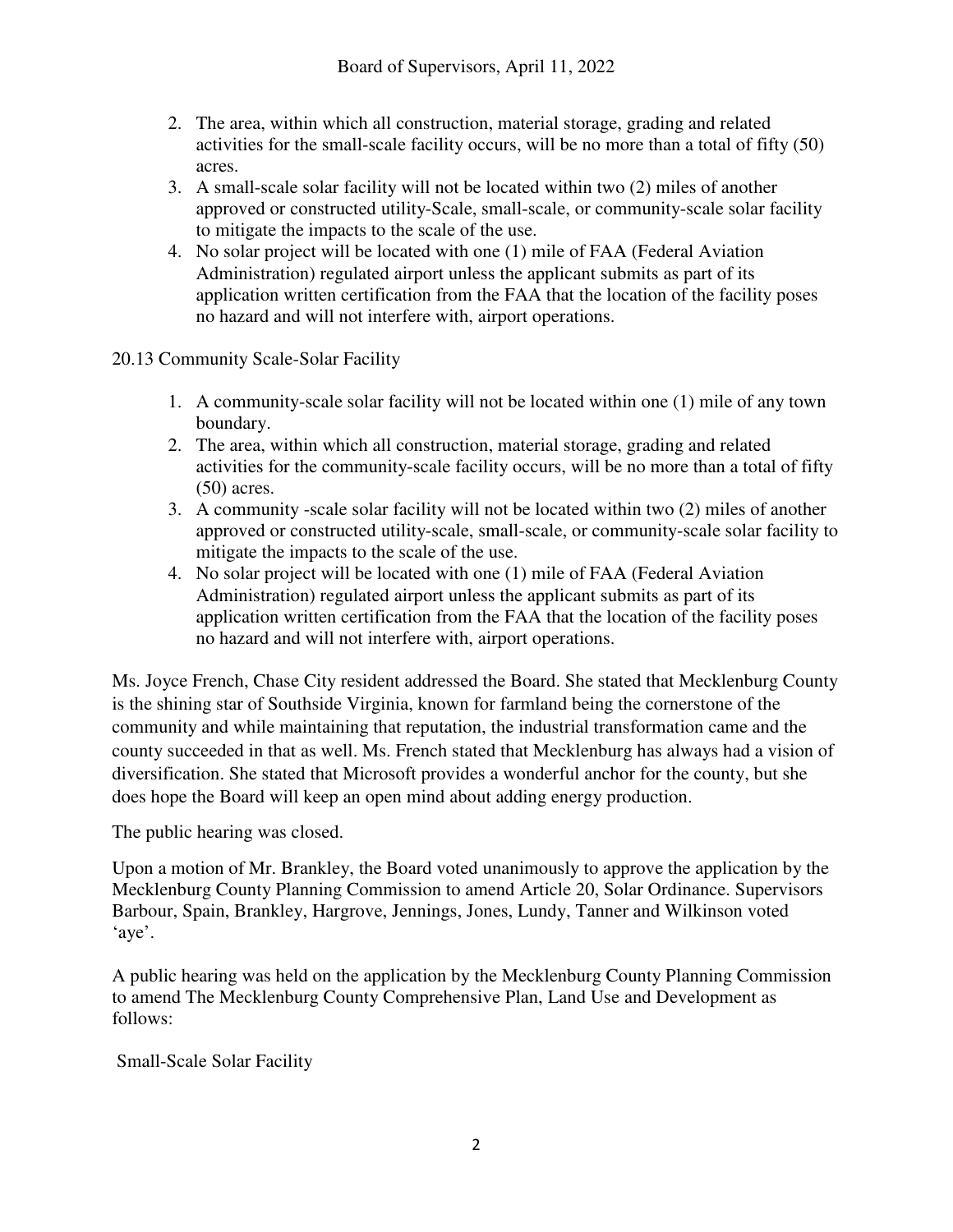2. The area, within which all construction, material storage, grading and related activities for the small-scale facility occurs, will be no more than a total of fifty (50) acres.
3. A small-scale solar facility will not be located within two (2) miles of another approved or constructed utility-Scale, small-scale, or community-scale solar facility to mitigate the impacts to the scale of the use.
4. No solar project will be located with one (1) mile of FAA (Federal Aviation Administration) regulated airport unless the applicant submits as part of its application written certification from the FAA that the location of the facility poses no hazard and will not interfere with, airport operations.

20.13 Community Scale-Solar Facility

1. A community-scale solar facility will not be located within one (1) mile of any town boundary.
2. The area, within which all construction, material storage, grading and related activities for the community-scale facility occurs, will be no more than a total of fifty (50) acres.
3. A community -scale solar facility will not be located within two (2) miles of another approved or constructed utility-scale, small-scale, or community-scale solar facility to mitigate the impacts to the scale of the use.
4. No solar project will be located with one (1) mile of FAA (Federal Aviation Administration) regulated airport unless the applicant submits as part of its application written certification from the FAA that the location of the facility poses no hazard and will not interfere with, airport operations.

Ms. Joyce French, Chase City resident addressed the Board. She stated that Mecklenburg County is the shining star of Southside Virginia, known for farmland being the cornerstone of the community and while maintaining that reputation, the industrial transformation came and the county succeeded in that as well. Ms. French stated that Mecklenburg has always had a vision of diversification. She stated that Microsoft provides a wonderful anchor for the county, but she does hope the Board will keep an open mind about adding energy production.

The public hearing was closed.

Upon a motion of Mr. Brankley, the Board voted unanimously to approve the application by the Mecklenburg County Planning Commission to amend Article 20, Solar Ordinance. Supervisors Barbour, Spain, Brankley, Hargrove, Jennings, Jones, Lundy, Tanner and Wilkinson voted 'aye'.

A public hearing was held on the application by the Mecklenburg County Planning Commission to amend The Mecklenburg County Comprehensive Plan, Land Use and Development as follows:

Small-Scale Solar Facility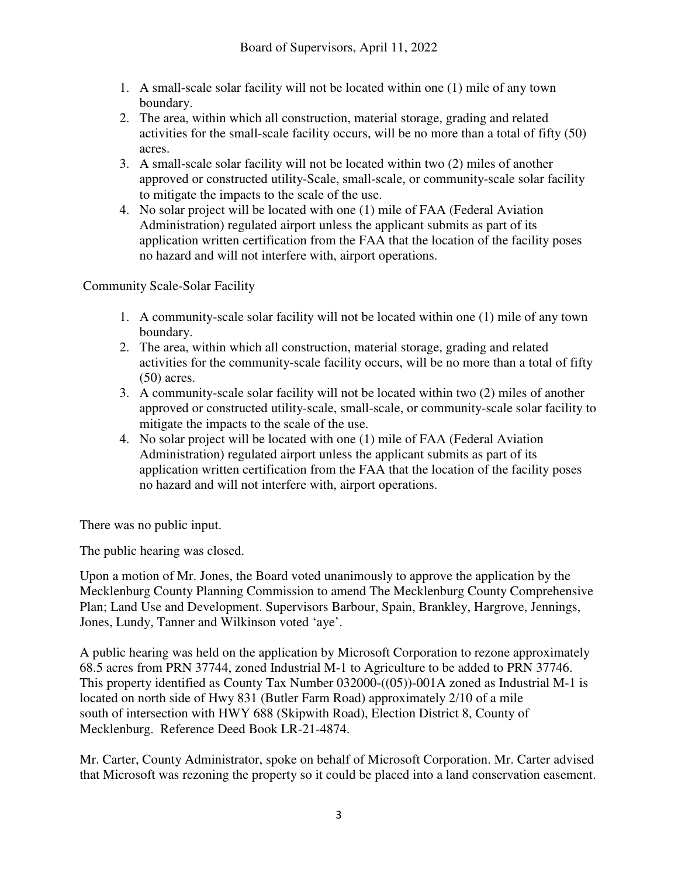1. A small-scale solar facility will not be located within one (1) mile of any town boundary.
2. The area, within which all construction, material storage, grading and related activities for the small-scale facility occurs, will be no more than a total of fifty (50) acres.
3. A small-scale solar facility will not be located within two (2) miles of another approved or constructed utility-Scale, small-scale, or community-scale solar facility to mitigate the impacts to the scale of the use.
4. No solar project will be located with one (1) mile of FAA (Federal Aviation Administration) regulated airport unless the applicant submits as part of its application written certification from the FAA that the location of the facility poses no hazard and will not interfere with, airport operations.

Community Scale-Solar Facility

1. A community-scale solar facility will not be located within one (1) mile of any town boundary.
2. The area, within which all construction, material storage, grading and related activities for the community-scale facility occurs, will be no more than a total of fifty (50) acres.
3. A community-scale solar facility will not be located within two (2) miles of another approved or constructed utility-scale, small-scale, or community-scale solar facility to mitigate the impacts to the scale of the use.
4. No solar project will be located with one (1) mile of FAA (Federal Aviation Administration) regulated airport unless the applicant submits as part of its application written certification from the FAA that the location of the facility poses no hazard and will not interfere with, airport operations.

There was no public input.

The public hearing was closed.

Upon a motion of Mr. Jones, the Board voted unanimously to approve the application by the Mecklenburg County Planning Commission to amend The Mecklenburg County Comprehensive Plan; Land Use and Development. Supervisors Barbour, Spain, Brankley, Hargrove, Jennings, Jones, Lundy, Tanner and Wilkinson voted 'aye'.

A public hearing was held on the application by Microsoft Corporation to rezone approximately 68.5 acres from PRN 37744, zoned Industrial M-1 to Agriculture to be added to PRN 37746. This property identified as County Tax Number 032000-((05))-001A zoned as Industrial M-1 is located on north side of Hwy 831 (Butler Farm Road) approximately 2/10 of a mile south of intersection with HWY 688 (Skipwith Road), Election District 8, County of Mecklenburg. Reference Deed Book LR-21-4874.

Mr. Carter, County Administrator, spoke on behalf of Microsoft Corporation. Mr. Carter advised that Microsoft was rezoning the property so it could be placed into a land conservation easement.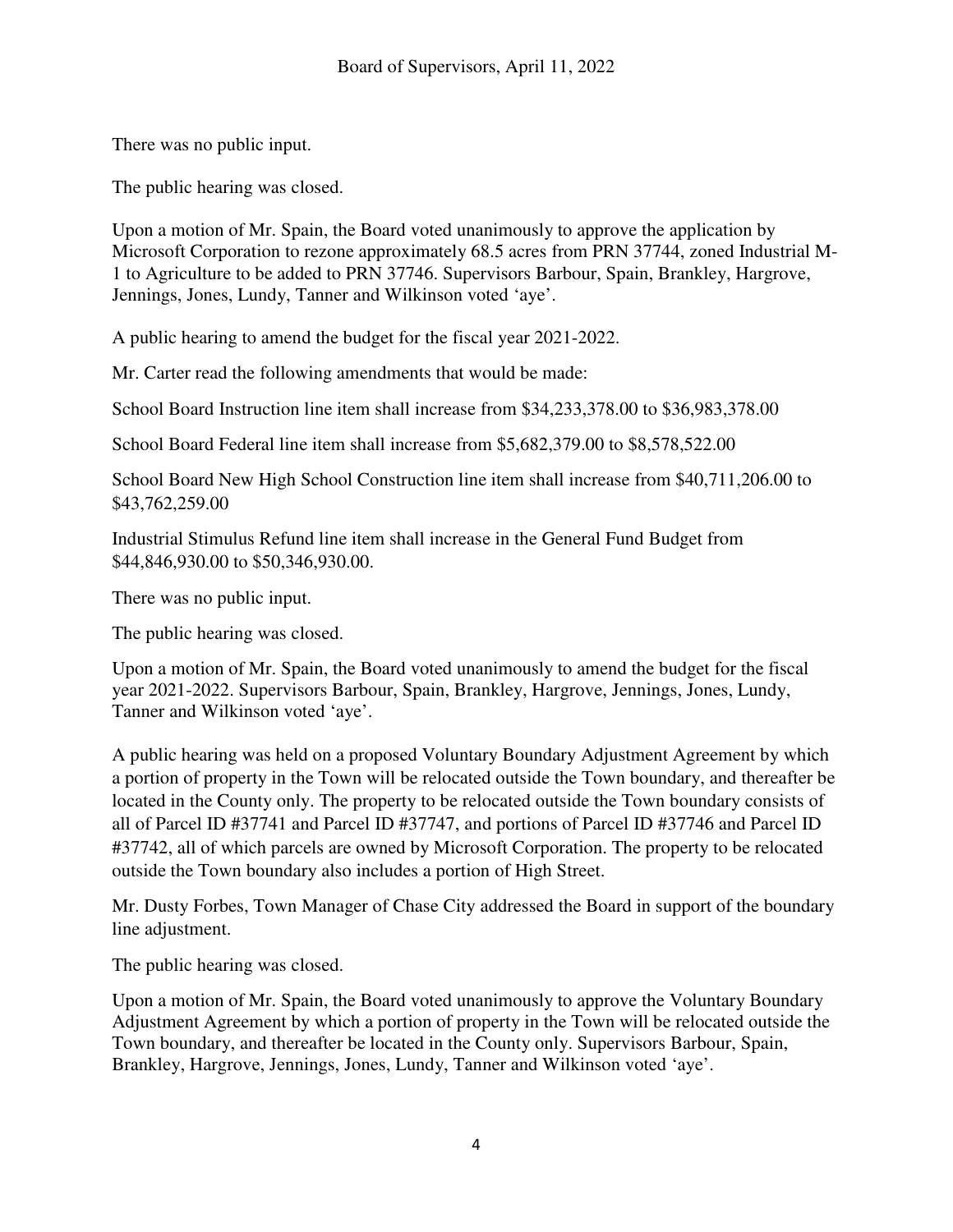There was no public input.

The public hearing was closed.

Upon a motion of Mr. Spain, the Board voted unanimously to approve the application by Microsoft Corporation to rezone approximately 68.5 acres from PRN 37744, zoned Industrial M-1 to Agriculture to be added to PRN 37746. Supervisors Barbour, Spain, Brankley, Hargrove, Jennings, Jones, Lundy, Tanner and Wilkinson voted 'aye'.

A public hearing to amend the budget for the fiscal year 2021-2022.

Mr. Carter read the following amendments that would be made:

School Board Instruction line item shall increase from $34,233,378.00 to $36,983,378.00

School Board Federal line item shall increase from $5,682,379.00 to $8,578,522.00

School Board New High School Construction line item shall increase from $40,711,206.00 to $43,762,259.00

Industrial Stimulus Refund line item shall increase in the General Fund Budget from $44,846,930.00 to $50,346,930.00.

There was no public input.

The public hearing was closed.

Upon a motion of Mr. Spain, the Board voted unanimously to amend the budget for the fiscal year 2021-2022. Supervisors Barbour, Spain, Brankley, Hargrove, Jennings, Jones, Lundy, Tanner and Wilkinson voted 'aye'.

A public hearing was held on a proposed Voluntary Boundary Adjustment Agreement by which a portion of property in the Town will be relocated outside the Town boundary, and thereafter be located in the County only. The property to be relocated outside the Town boundary consists of all of Parcel ID #37741 and Parcel ID #37747, and portions of Parcel ID #37746 and Parcel ID #37742, all of which parcels are owned by Microsoft Corporation. The property to be relocated outside the Town boundary also includes a portion of High Street.

Mr. Dusty Forbes, Town Manager of Chase City addressed the Board in support of the boundary line adjustment.

The public hearing was closed.

Upon a motion of Mr. Spain, the Board voted unanimously to approve the Voluntary Boundary Adjustment Agreement by which a portion of property in the Town will be relocated outside the Town boundary, and thereafter be located in the County only. Supervisors Barbour, Spain, Brankley, Hargrove, Jennings, Jones, Lundy, Tanner and Wilkinson voted 'aye'.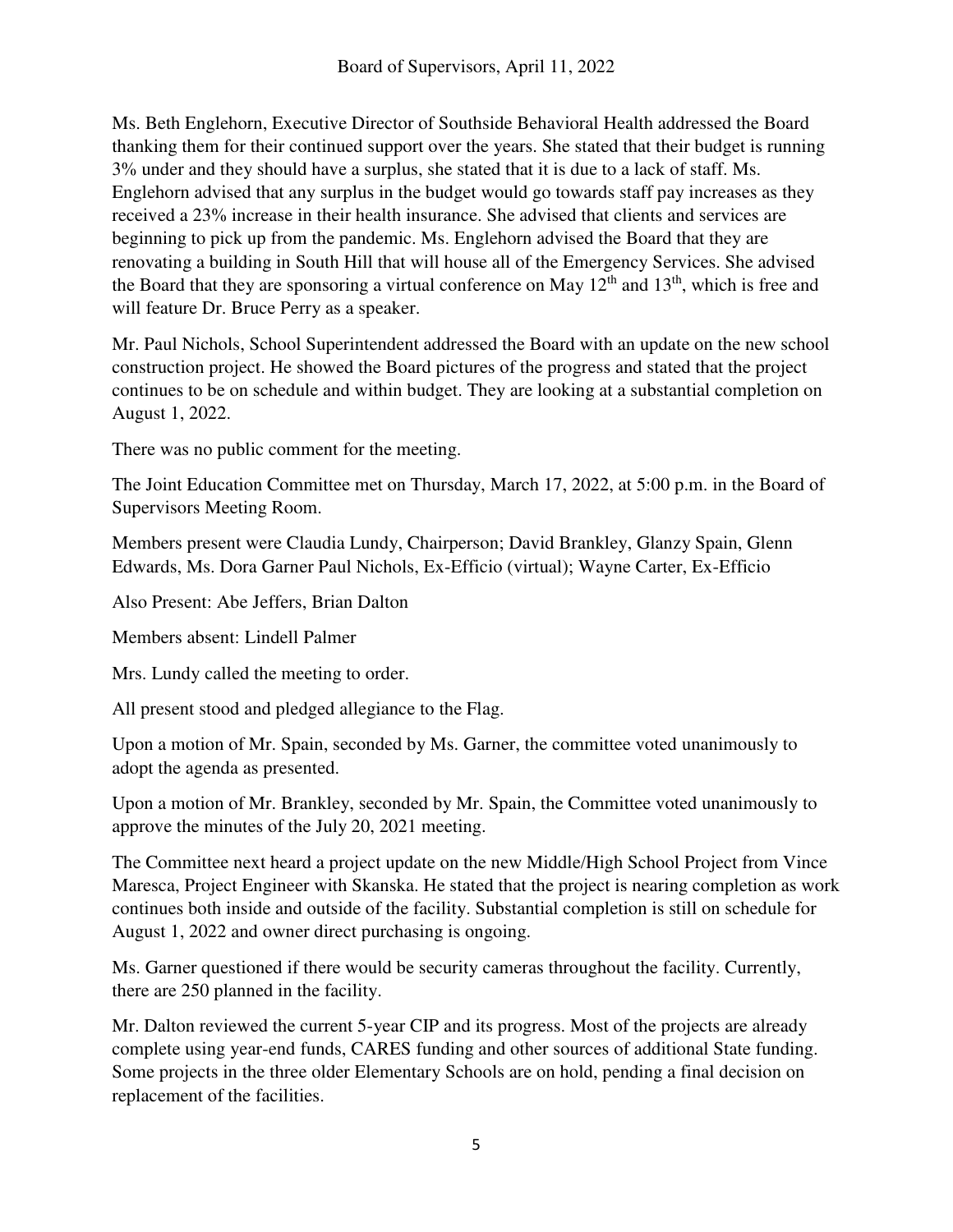Ms. Beth Englehorn, Executive Director of Southside Behavioral Health addressed the Board thanking them for their continued support over the years. She stated that their budget is running 3% under and they should have a surplus, she stated that it is due to a lack of staff. Ms. Englehorn advised that any surplus in the budget would go towards staff pay increases as they received a 23% increase in their health insurance. She advised that clients and services are beginning to pick up from the pandemic. Ms. Englehorn advised the Board that they are renovating a building in South Hill that will house all of the Emergency Services. She advised the Board that they are sponsoring a virtual conference on May 12th and 13th, which is free and will feature Dr. Bruce Perry as a speaker.

Mr. Paul Nichols, School Superintendent addressed the Board with an update on the new school construction project. He showed the Board pictures of the progress and stated that the project continues to be on schedule and within budget. They are looking at a substantial completion on August 1, 2022.

There was no public comment for the meeting.

The Joint Education Committee met on Thursday, March 17, 2022, at 5:00 p.m. in the Board of Supervisors Meeting Room.

Members present were Claudia Lundy, Chairperson; David Brankley, Glanzy Spain, Glenn Edwards, Ms. Dora Garner Paul Nichols, Ex-Efficio (virtual); Wayne Carter, Ex-Efficio

Also Present: Abe Jeffers, Brian Dalton

Members absent: Lindell Palmer

Mrs. Lundy called the meeting to order.

All present stood and pledged allegiance to the Flag.

Upon a motion of Mr. Spain, seconded by Ms. Garner, the committee voted unanimously to adopt the agenda as presented.

Upon a motion of Mr. Brankley, seconded by Mr. Spain, the Committee voted unanimously to approve the minutes of the July 20, 2021 meeting.

The Committee next heard a project update on the new Middle/High School Project from Vince Maresca, Project Engineer with Skanska. He stated that the project is nearing completion as work continues both inside and outside of the facility. Substantial completion is still on schedule for August 1, 2022 and owner direct purchasing is ongoing.

Ms. Garner questioned if there would be security cameras throughout the facility. Currently, there are 250 planned in the facility.

Mr. Dalton reviewed the current 5-year CIP and its progress. Most of the projects are already complete using year-end funds, CARES funding and other sources of additional State funding. Some projects in the three older Elementary Schools are on hold, pending a final decision on replacement of the facilities.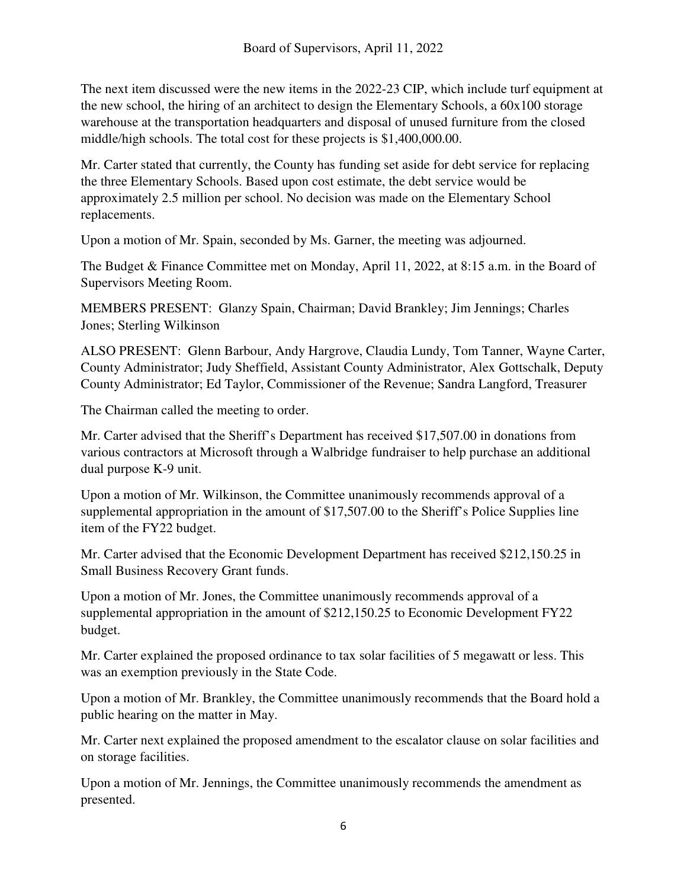The next item discussed were the new items in the 2022-23 CIP, which include turf equipment at the new school, the hiring of an architect to design the Elementary Schools, a 60x100 storage warehouse at the transportation headquarters and disposal of unused furniture from the closed middle/high schools. The total cost for these projects is $1,400,000.00.

Mr. Carter stated that currently, the County has funding set aside for debt service for replacing the three Elementary Schools. Based upon cost estimate, the debt service would be approximately 2.5 million per school. No decision was made on the Elementary School replacements.

Upon a motion of Mr. Spain, seconded by Ms. Garner, the meeting was adjourned.

The Budget & Finance Committee met on Monday, April 11, 2022, at 8:15 a.m. in the Board of Supervisors Meeting Room.

MEMBERS PRESENT: Glanzy Spain, Chairman; David Brankley; Jim Jennings; Charles Jones; Sterling Wilkinson

ALSO PRESENT: Glenn Barbour, Andy Hargrove, Claudia Lundy, Tom Tanner, Wayne Carter, County Administrator; Judy Sheffield, Assistant County Administrator, Alex Gottschalk, Deputy County Administrator; Ed Taylor, Commissioner of the Revenue; Sandra Langford, Treasurer

The Chairman called the meeting to order.

Mr. Carter advised that the Sheriff's Department has received $17,507.00 in donations from various contractors at Microsoft through a Walbridge fundraiser to help purchase an additional dual purpose K-9 unit.

Upon a motion of Mr. Wilkinson, the Committee unanimously recommends approval of a supplemental appropriation in the amount of $17,507.00 to the Sheriff's Police Supplies line item of the FY22 budget.

Mr. Carter advised that the Economic Development Department has received $212,150.25 in Small Business Recovery Grant funds.

Upon a motion of Mr. Jones, the Committee unanimously recommends approval of a supplemental appropriation in the amount of $212,150.25 to Economic Development FY22 budget.

Mr. Carter explained the proposed ordinance to tax solar facilities of 5 megawatt or less. This was an exemption previously in the State Code.

Upon a motion of Mr. Brankley, the Committee unanimously recommends that the Board hold a public hearing on the matter in May.

Mr. Carter next explained the proposed amendment to the escalator clause on solar facilities and on storage facilities.

Upon a motion of Mr. Jennings, the Committee unanimously recommends the amendment as presented.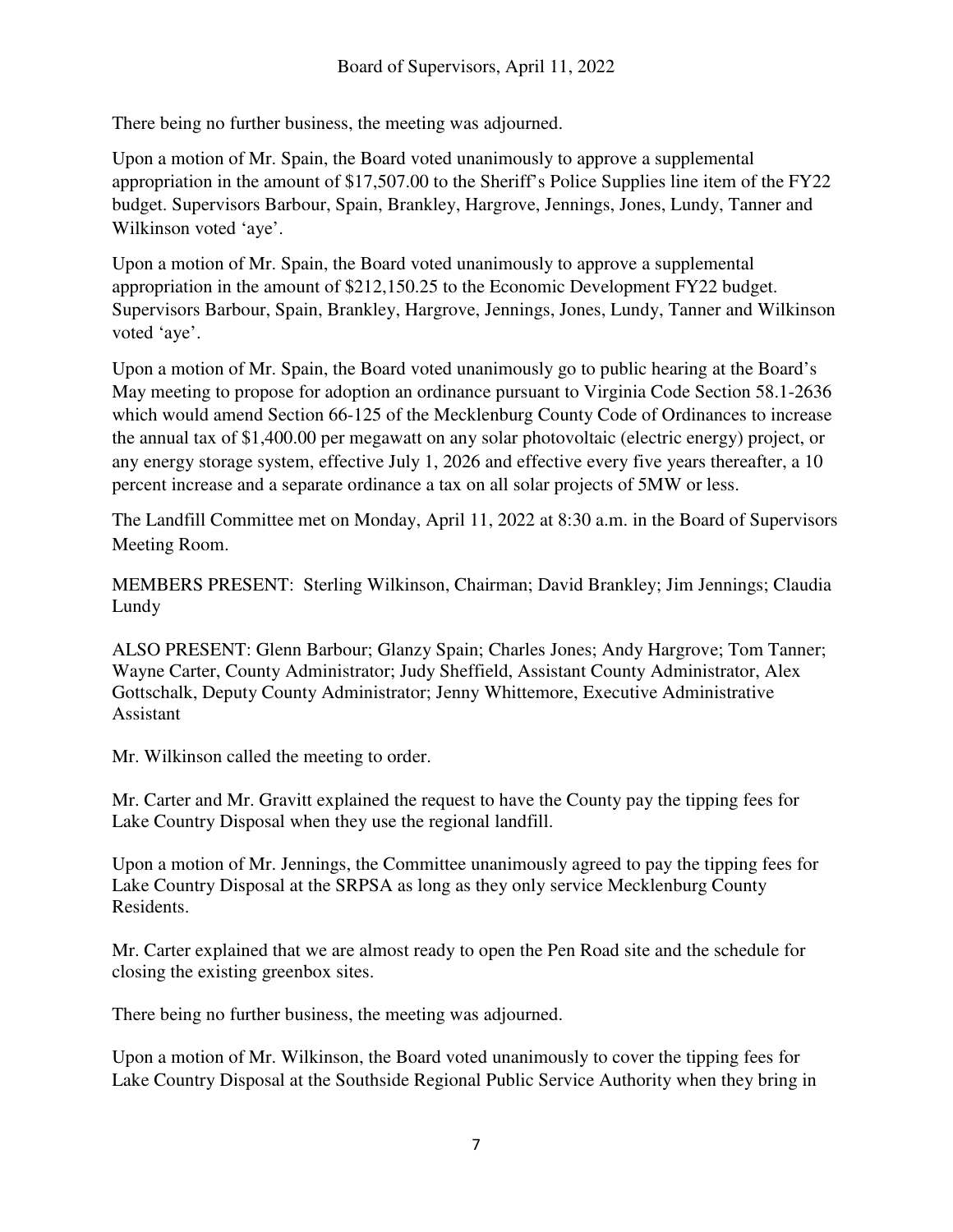There being no further business, the meeting was adjourned.

Upon a motion of Mr. Spain, the Board voted unanimously to approve a supplemental appropriation in the amount of $17,507.00 to the Sheriff's Police Supplies line item of the FY22 budget. Supervisors Barbour, Spain, Brankley, Hargrove, Jennings, Jones, Lundy, Tanner and Wilkinson voted 'aye'.

Upon a motion of Mr. Spain, the Board voted unanimously to approve a supplemental appropriation in the amount of $212,150.25 to the Economic Development FY22 budget. Supervisors Barbour, Spain, Brankley, Hargrove, Jennings, Jones, Lundy, Tanner and Wilkinson voted 'aye'.

Upon a motion of Mr. Spain, the Board voted unanimously go to public hearing at the Board's May meeting to propose for adoption an ordinance pursuant to Virginia Code Section 58.1-2636 which would amend Section 66-125 of the Mecklenburg County Code of Ordinances to increase the annual tax of $1,400.00 per megawatt on any solar photovoltaic (electric energy) project, or any energy storage system, effective July 1, 2026 and effective every five years thereafter, a 10 percent increase and a separate ordinance a tax on all solar projects of 5MW or less.

The Landfill Committee met on Monday, April 11, 2022 at 8:30 a.m. in the Board of Supervisors Meeting Room.

MEMBERS PRESENT: Sterling Wilkinson, Chairman; David Brankley; Jim Jennings; Claudia Lundy

ALSO PRESENT: Glenn Barbour; Glanzy Spain; Charles Jones; Andy Hargrove; Tom Tanner; Wayne Carter, County Administrator; Judy Sheffield, Assistant County Administrator, Alex Gottschalk, Deputy County Administrator; Jenny Whittemore, Executive Administrative Assistant

Mr. Wilkinson called the meeting to order.

Mr. Carter and Mr. Gravitt explained the request to have the County pay the tipping fees for Lake Country Disposal when they use the regional landfill.

Upon a motion of Mr. Jennings, the Committee unanimously agreed to pay the tipping fees for Lake Country Disposal at the SRPSA as long as they only service Mecklenburg County Residents.

Mr. Carter explained that we are almost ready to open the Pen Road site and the schedule for closing the existing greenbox sites.

There being no further business, the meeting was adjourned.

Upon a motion of Mr. Wilkinson, the Board voted unanimously to cover the tipping fees for Lake Country Disposal at the Southside Regional Public Service Authority when they bring in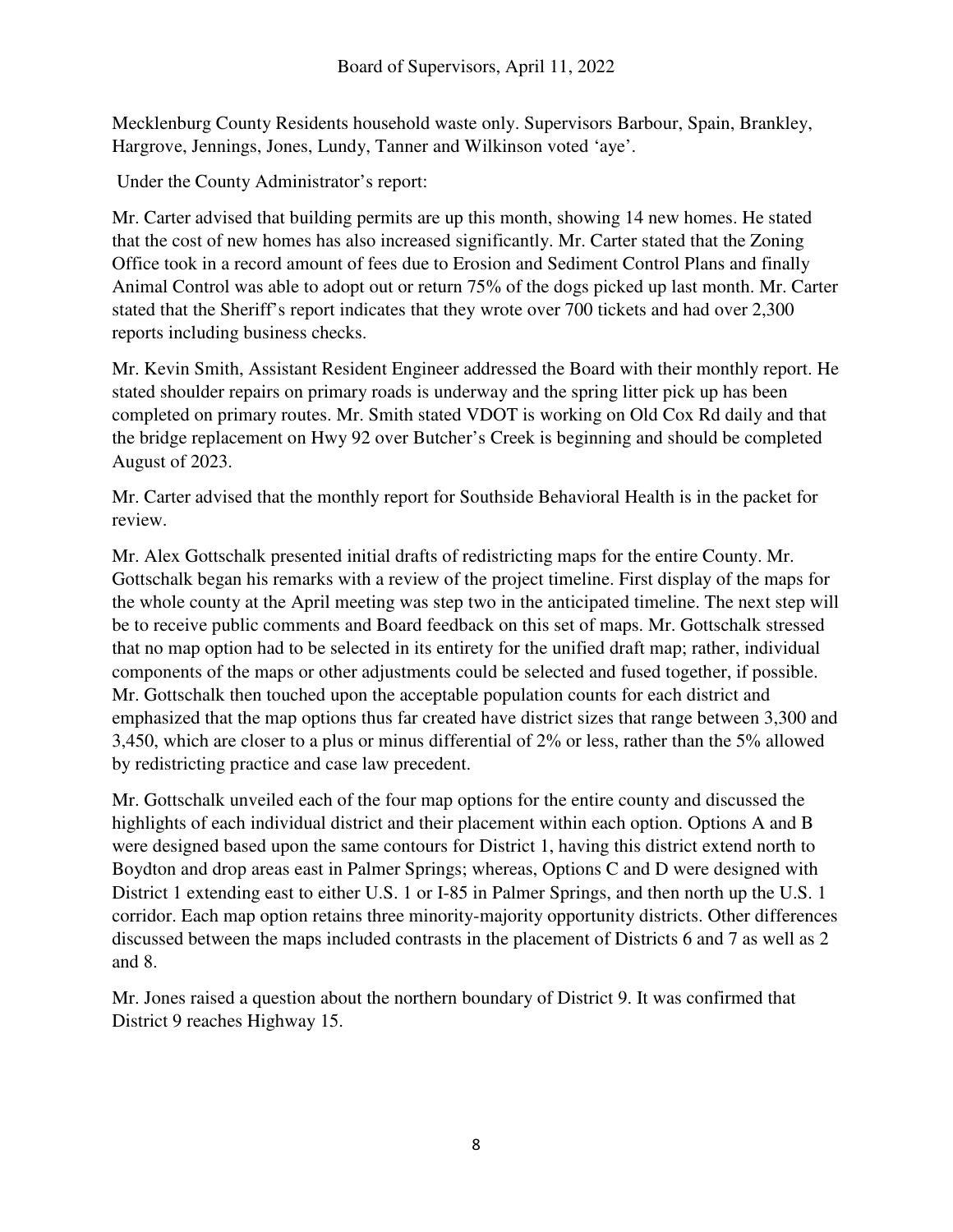Mecklenburg County Residents household waste only. Supervisors Barbour, Spain, Brankley, Hargrove, Jennings, Jones, Lundy, Tanner and Wilkinson voted 'aye'.

Under the County Administrator's report:

Mr. Carter advised that building permits are up this month, showing 14 new homes. He stated that the cost of new homes has also increased significantly. Mr. Carter stated that the Zoning Office took in a record amount of fees due to Erosion and Sediment Control Plans and finally Animal Control was able to adopt out or return 75% of the dogs picked up last month. Mr. Carter stated that the Sheriff's report indicates that they wrote over 700 tickets and had over 2,300 reports including business checks.

Mr. Kevin Smith, Assistant Resident Engineer addressed the Board with their monthly report. He stated shoulder repairs on primary roads is underway and the spring litter pick up has been completed on primary routes. Mr. Smith stated VDOT is working on Old Cox Rd daily and that the bridge replacement on Hwy 92 over Butcher's Creek is beginning and should be completed August of 2023.

Mr. Carter advised that the monthly report for Southside Behavioral Health is in the packet for review.

Mr. Alex Gottschalk presented initial drafts of redistricting maps for the entire County. Mr. Gottschalk began his remarks with a review of the project timeline. First display of the maps for the whole county at the April meeting was step two in the anticipated timeline. The next step will be to receive public comments and Board feedback on this set of maps. Mr. Gottschalk stressed that no map option had to be selected in its entirety for the unified draft map; rather, individual components of the maps or other adjustments could be selected and fused together, if possible. Mr. Gottschalk then touched upon the acceptable population counts for each district and emphasized that the map options thus far created have district sizes that range between 3,300 and 3,450, which are closer to a plus or minus differential of 2% or less, rather than the 5% allowed by redistricting practice and case law precedent.

Mr. Gottschalk unveiled each of the four map options for the entire county and discussed the highlights of each individual district and their placement within each option. Options A and B were designed based upon the same contours for District 1, having this district extend north to Boydton and drop areas east in Palmer Springs; whereas, Options C and D were designed with District 1 extending east to either U.S. 1 or I-85 in Palmer Springs, and then north up the U.S. 1 corridor. Each map option retains three minority-majority opportunity districts. Other differences discussed between the maps included contrasts in the placement of Districts 6 and 7 as well as 2 and 8.

Mr. Jones raised a question about the northern boundary of District 9. It was confirmed that District 9 reaches Highway 15.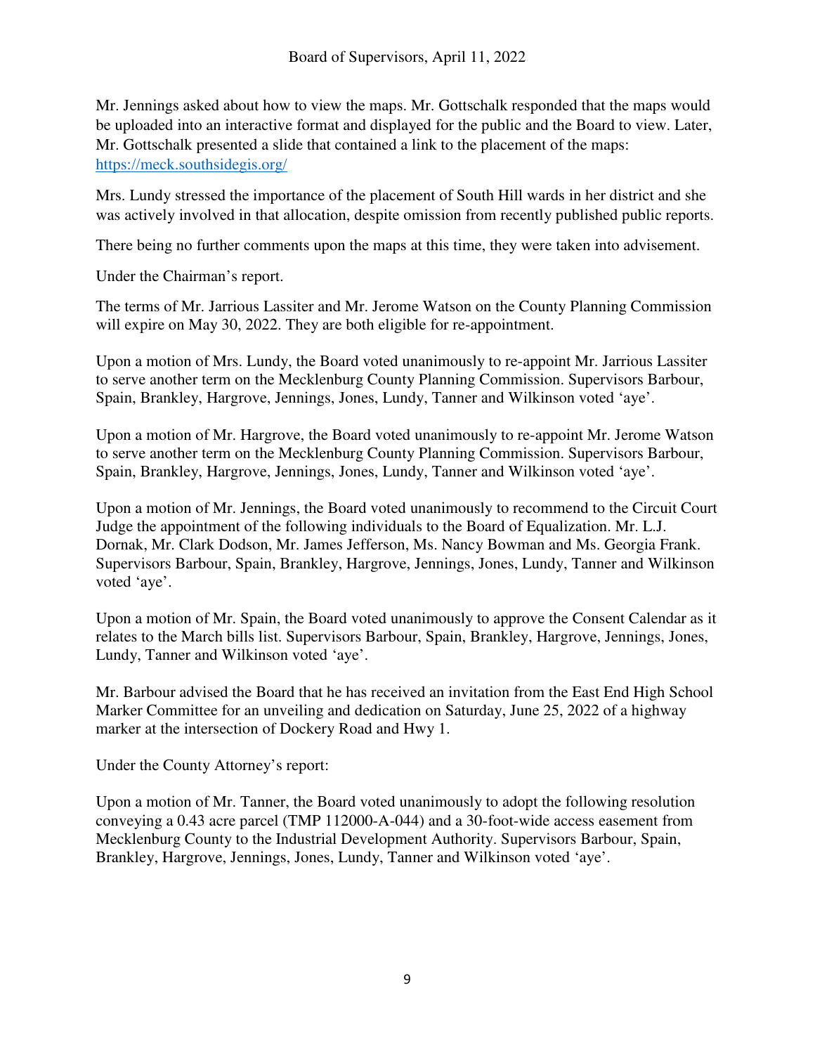Mr. Jennings asked about how to view the maps. Mr. Gottschalk responded that the maps would be uploaded into an interactive format and displayed for the public and the Board to view. Later, Mr. Gottschalk presented a slide that contained a link to the placement of the maps: https://meck.southsidegis.org/

Mrs. Lundy stressed the importance of the placement of South Hill wards in her district and she was actively involved in that allocation, despite omission from recently published public reports.

There being no further comments upon the maps at this time, they were taken into advisement.

Under the Chairman's report.

The terms of Mr. Jarrious Lassiter and Mr. Jerome Watson on the County Planning Commission will expire on May 30, 2022. They are both eligible for re-appointment.

Upon a motion of Mrs. Lundy, the Board voted unanimously to re-appoint Mr. Jarrious Lassiter to serve another term on the Mecklenburg County Planning Commission. Supervisors Barbour, Spain, Brankley, Hargrove, Jennings, Jones, Lundy, Tanner and Wilkinson voted 'aye'.

Upon a motion of Mr. Hargrove, the Board voted unanimously to re-appoint Mr. Jerome Watson to serve another term on the Mecklenburg County Planning Commission. Supervisors Barbour, Spain, Brankley, Hargrove, Jennings, Jones, Lundy, Tanner and Wilkinson voted 'aye'.

Upon a motion of Mr. Jennings, the Board voted unanimously to recommend to the Circuit Court Judge the appointment of the following individuals to the Board of Equalization. Mr. L.J. Dornak, Mr. Clark Dodson, Mr. James Jefferson, Ms. Nancy Bowman and Ms. Georgia Frank. Supervisors Barbour, Spain, Brankley, Hargrove, Jennings, Jones, Lundy, Tanner and Wilkinson voted 'aye'.

Upon a motion of Mr. Spain, the Board voted unanimously to approve the Consent Calendar as it relates to the March bills list. Supervisors Barbour, Spain, Brankley, Hargrove, Jennings, Jones, Lundy, Tanner and Wilkinson voted 'aye'.

Mr. Barbour advised the Board that he has received an invitation from the East End High School Marker Committee for an unveiling and dedication on Saturday, June 25, 2022 of a highway marker at the intersection of Dockery Road and Hwy 1.

Under the County Attorney's report:

Upon a motion of Mr. Tanner, the Board voted unanimously to adopt the following resolution conveying a 0.43 acre parcel (TMP 112000-A-044) and a 30-foot-wide access easement from Mecklenburg County to the Industrial Development Authority. Supervisors Barbour, Spain, Brankley, Hargrove, Jennings, Jones, Lundy, Tanner and Wilkinson voted 'aye'.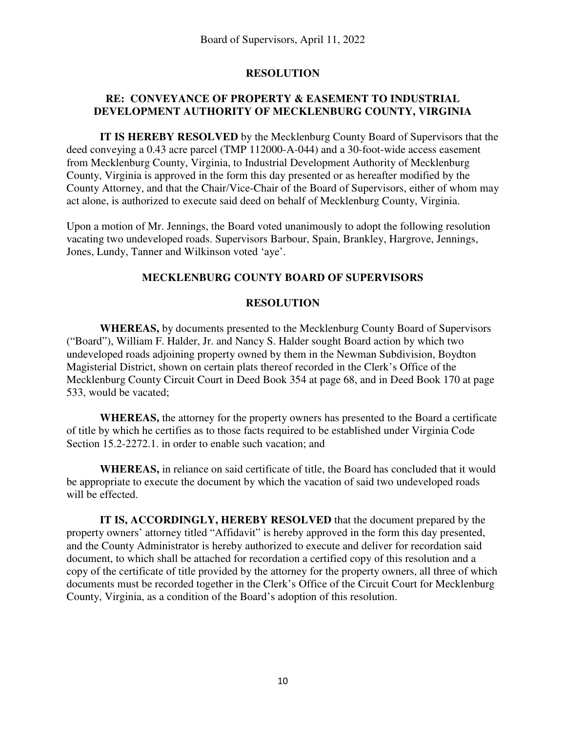## RESOLUTION

### RE: CONVEYANCE OF PROPERTY & EASEMENT TO INDUSTRIAL DEVELOPMENT AUTHORITY OF MECKLENBURG COUNTY, VIRGINIA

**IT IS HEREBY RESOLVED** by the Mecklenburg County Board of Supervisors that the deed conveying a 0.43 acre parcel (TMP 112000-A-044) and a 30-foot-wide access easement from Mecklenburg County, Virginia, to Industrial Development Authority of Mecklenburg County, Virginia is approved in the form this day presented or as hereafter modified by the County Attorney, and that the Chair/Vice-Chair of the Board of Supervisors, either of whom may act alone, is authorized to execute said deed on behalf of Mecklenburg County, Virginia.

Upon a motion of Mr. Jennings, the Board voted unanimously to adopt the following resolution vacating two undeveloped roads. Supervisors Barbour, Spain, Brankley, Hargrove, Jennings, Jones, Lundy, Tanner and Wilkinson voted 'aye'.

## MECKLENBURG COUNTY BOARD OF SUPERVISORS

## RESOLUTION

**WHEREAS,** by documents presented to the Mecklenburg County Board of Supervisors ("Board"), William F. Halder, Jr. and Nancy S. Halder sought Board action by which two undeveloped roads adjoining property owned by them in the Newman Subdivision, Boydton Magisterial District, shown on certain plats thereof recorded in the Clerk's Office of the Mecklenburg County Circuit Court in Deed Book 354 at page 68, and in Deed Book 170 at page 533, would be vacated;

**WHEREAS,** the attorney for the property owners has presented to the Board a certificate of title by which he certifies as to those facts required to be established under Virginia Code Section 15.2-2272.1. in order to enable such vacation; and

**WHEREAS,** in reliance on said certificate of title, the Board has concluded that it would be appropriate to execute the document by which the vacation of said two undeveloped roads will be effected.

**IT IS, ACCORDINGLY, HEREBY RESOLVED** that the document prepared by the property owners' attorney titled "Affidavit" is hereby approved in the form this day presented, and the County Administrator is hereby authorized to execute and deliver for recordation said document, to which shall be attached for recordation a certified copy of this resolution and a copy of the certificate of title provided by the attorney for the property owners, all three of which documents must be recorded together in the Clerk's Office of the Circuit Court for Mecklenburg County, Virginia, as a condition of the Board's adoption of this resolution.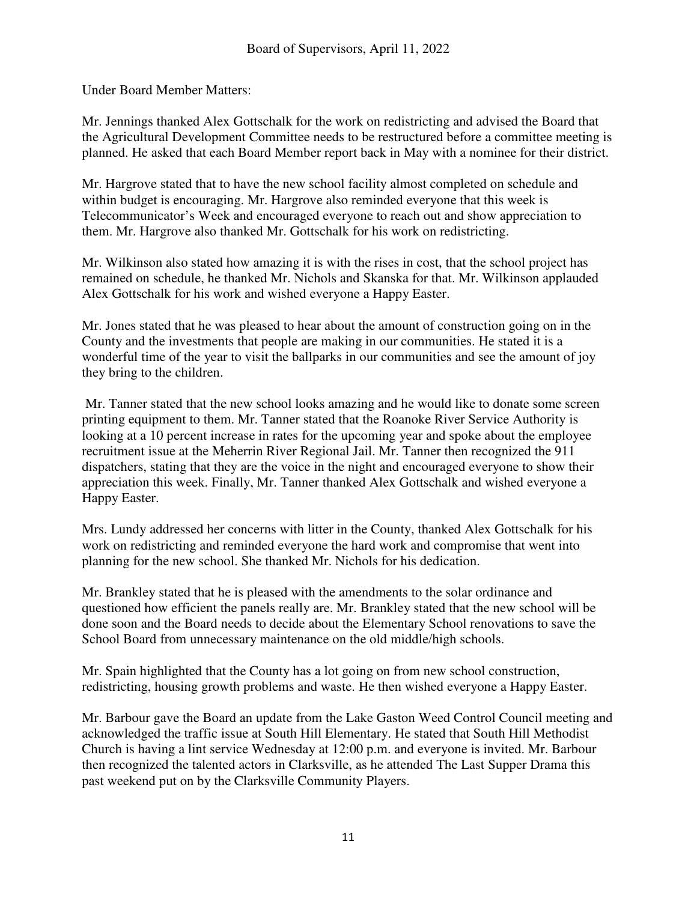Under Board Member Matters:

Mr. Jennings thanked Alex Gottschalk for the work on redistricting and advised the Board that the Agricultural Development Committee needs to be restructured before a committee meeting is planned. He asked that each Board Member report back in May with a nominee for their district.

Mr. Hargrove stated that to have the new school facility almost completed on schedule and within budget is encouraging. Mr. Hargrove also reminded everyone that this week is Telecommunicator's Week and encouraged everyone to reach out and show appreciation to them. Mr. Hargrove also thanked Mr. Gottschalk for his work on redistricting.

Mr. Wilkinson also stated how amazing it is with the rises in cost, that the school project has remained on schedule, he thanked Mr. Nichols and Skanska for that. Mr. Wilkinson applauded Alex Gottschalk for his work and wished everyone a Happy Easter.

Mr. Jones stated that he was pleased to hear about the amount of construction going on in the County and the investments that people are making in our communities. He stated it is a wonderful time of the year to visit the ballparks in our communities and see the amount of joy they bring to the children.

Mr. Tanner stated that the new school looks amazing and he would like to donate some screen printing equipment to them. Mr. Tanner stated that the Roanoke River Service Authority is looking at a 10 percent increase in rates for the upcoming year and spoke about the employee recruitment issue at the Meherrin River Regional Jail. Mr. Tanner then recognized the 911 dispatchers, stating that they are the voice in the night and encouraged everyone to show their appreciation this week. Finally, Mr. Tanner thanked Alex Gottschalk and wished everyone a Happy Easter.

Mrs. Lundy addressed her concerns with litter in the County, thanked Alex Gottschalk for his work on redistricting and reminded everyone the hard work and compromise that went into planning for the new school. She thanked Mr. Nichols for his dedication.

Mr. Brankley stated that he is pleased with the amendments to the solar ordinance and questioned how efficient the panels really are. Mr. Brankley stated that the new school will be done soon and the Board needs to decide about the Elementary School renovations to save the School Board from unnecessary maintenance on the old middle/high schools.

Mr. Spain highlighted that the County has a lot going on from new school construction, redistricting, housing growth problems and waste. He then wished everyone a Happy Easter.

Mr. Barbour gave the Board an update from the Lake Gaston Weed Control Council meeting and acknowledged the traffic issue at South Hill Elementary. He stated that South Hill Methodist Church is having a lint service Wednesday at 12:00 p.m. and everyone is invited. Mr. Barbour then recognized the talented actors in Clarksville, as he attended The Last Supper Drama this past weekend put on by the Clarksville Community Players.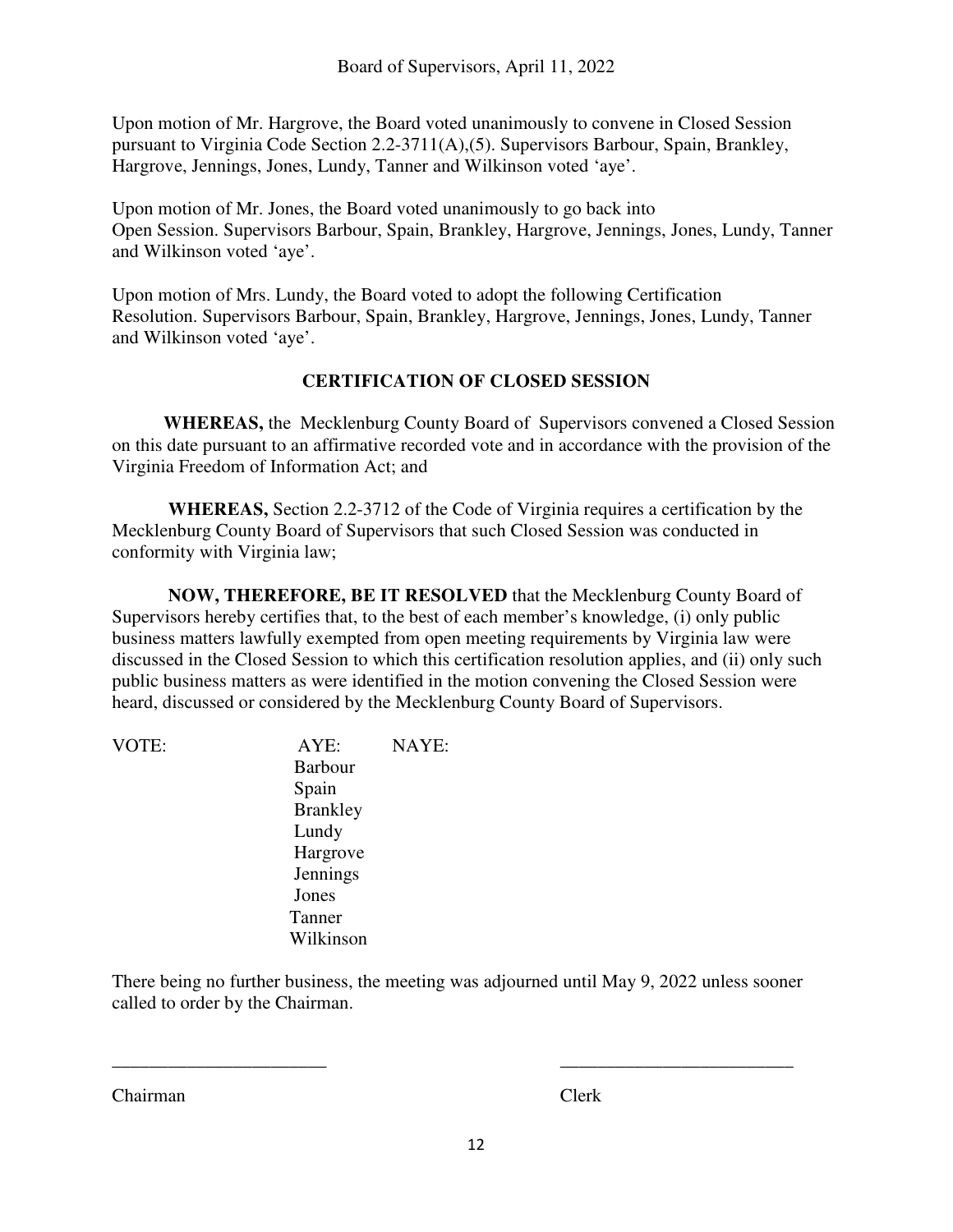Upon motion of Mr. Hargrove, the Board voted unanimously to convene in Closed Session pursuant to Virginia Code Section 2.2-3711(A),(5). Supervisors Barbour, Spain, Brankley, Hargrove, Jennings, Jones, Lundy, Tanner and Wilkinson voted 'aye'.

Upon motion of Mr. Jones, the Board voted unanimously to go back into Open Session. Supervisors Barbour, Spain, Brankley, Hargrove, Jennings, Jones, Lundy, Tanner and Wilkinson voted 'aye'.

Upon motion of Mrs. Lundy, the Board voted to adopt the following Certification Resolution. Supervisors Barbour, Spain, Brankley, Hargrove, Jennings, Jones, Lundy, Tanner and Wilkinson voted 'aye'.

## CERTIFICATION OF CLOSED SESSION

**WHEREAS,** the Mecklenburg County Board of Supervisors convened a Closed Session on this date pursuant to an affirmative recorded vote and in accordance with the provision of the Virginia Freedom of Information Act; and

**WHEREAS,** Section 2.2-3712 of the Code of Virginia requires a certification by the Mecklenburg County Board of Supervisors that such Closed Session was conducted in conformity with Virginia law;

**NOW, THEREFORE, BE IT RESOLVED** that the Mecklenburg County Board of Supervisors hereby certifies that, to the best of each member's knowledge, (i) only public business matters lawfully exempted from open meeting requirements by Virginia law were discussed in the Closed Session to which this certification resolution applies, and (ii) only such public business matters as were identified in the motion convening the Closed Session were heard, discussed or considered by the Mecklenburg County Board of Supervisors.

| VOTE: | AYE: | NAYE: |
|---|---|---|
| | Barbour | |
| | Spain | |
| | Brankley | |
| | Lundy | |
| | Hargrove | |
| | Jennings | |
| | Jones | |
| | Tanner | |
| | Wilkinson | |

There being no further business, the meeting was adjourned until May 9, 2022 unless sooner called to order by the Chairman.

\_\_\_\_\_\_\_\_\_\_\_\_\_\_\_\_\_\_\_\_\_\_\_ \_\_\_\_\_\_\_\_\_\_\_\_\_\_\_\_\_\_\_\_\_\_\_\_\_

Chairman Clerk